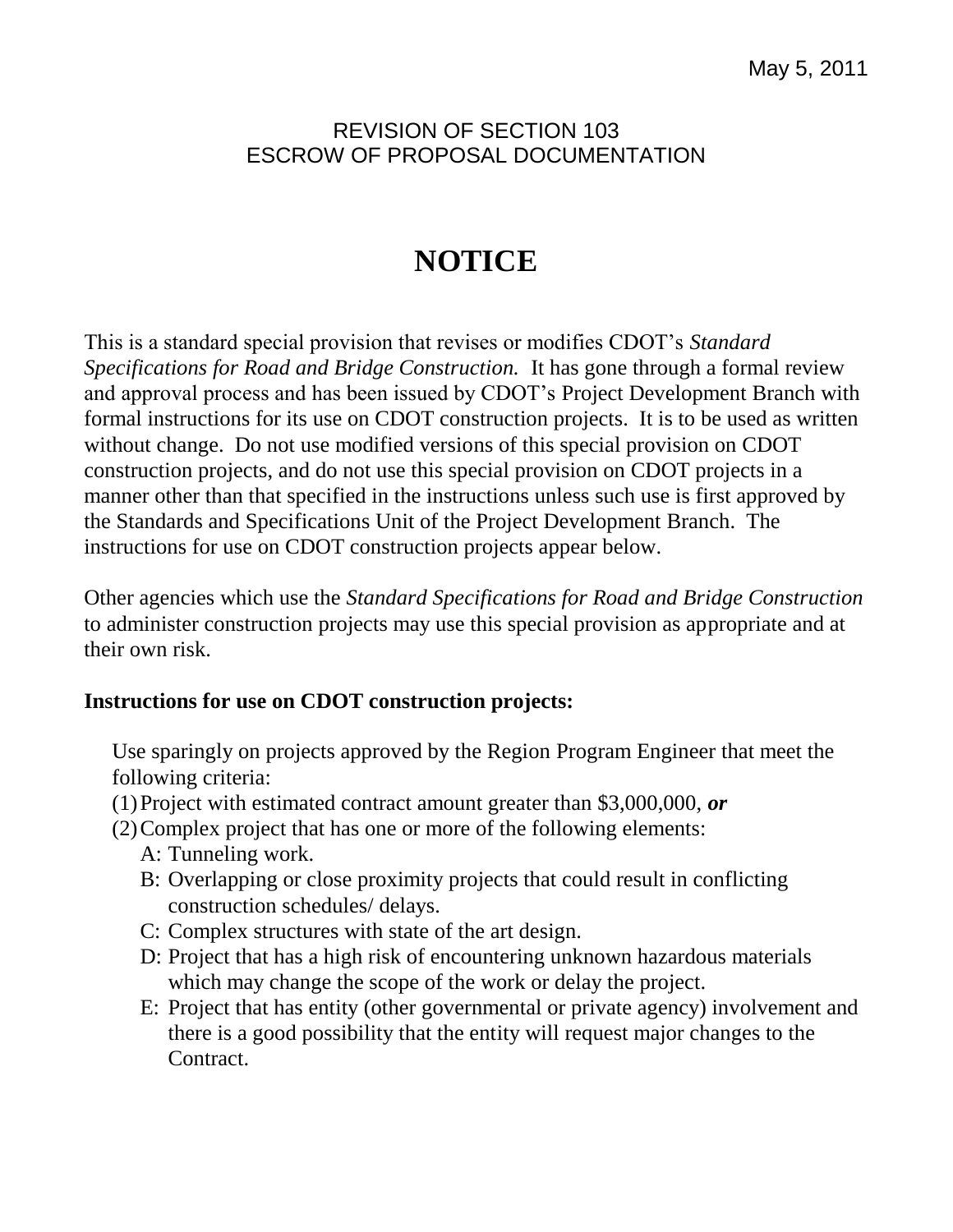May 5, 2011

REVISION OF SECTION 103
ESCROW OF PROPOSAL DOCUMENTATION

# NOTICE

This is a standard special provision that revises or modifies CDOT's *Standard Specifications for Road and Bridge Construction.* It has gone through a formal review and approval process and has been issued by CDOT's Project Development Branch with formal instructions for its use on CDOT construction projects. It is to be used as written without change. Do not use modified versions of this special provision on CDOT construction projects, and do not use this special provision on CDOT projects in a manner other than that specified in the instructions unless such use is first approved by the Standards and Specifications Unit of the Project Development Branch. The instructions for use on CDOT construction projects appear below.

Other agencies which use the *Standard Specifications for Road and Bridge Construction* to administer construction projects may use this special provision as appropriate and at their own risk.

**Instructions for use on CDOT construction projects:**

Use sparingly on projects approved by the Region Program Engineer that meet the following criteria:

(1) Project with estimated contract amount greater than $3,000,000, ***or***

(2) Complex project that has one or more of the following elements:

- A: Tunneling work.
- B: Overlapping or close proximity projects that could result in conflicting construction schedules/ delays.
- C: Complex structures with state of the art design.
- D: Project that has a high risk of encountering unknown hazardous materials which may change the scope of the work or delay the project.
- E: Project that has entity (other governmental or private agency) involvement and there is a good possibility that the entity will request major changes to the Contract.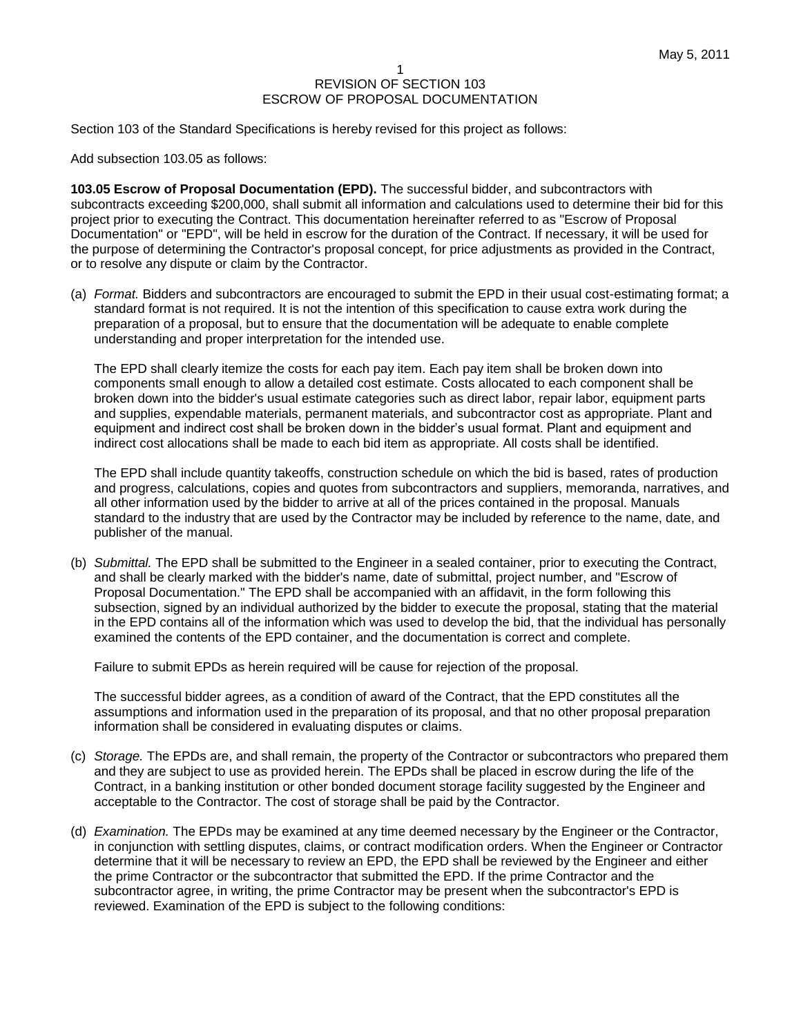# REVISION OF SECTION 103
# ESCROW OF PROPOSAL DOCUMENTATION

Section 103 of the Standard Specifications is hereby revised for this project as follows:

Add subsection 103.05 as follows:

**103.05 Escrow of Proposal Documentation (EPD).** The successful bidder, and subcontractors with subcontracts exceeding $200,000, shall submit all information and calculations used to determine their bid for this project prior to executing the Contract. This documentation hereinafter referred to as "Escrow of Proposal Documentation" or "EPD", will be held in escrow for the duration of the Contract. If necessary, it will be used for the purpose of determining the Contractor's proposal concept, for price adjustments as provided in the Contract, or to resolve any dispute or claim by the Contractor.

(a) *Format.* Bidders and subcontractors are encouraged to submit the EPD in their usual cost-estimating format; a standard format is not required. It is not the intention of this specification to cause extra work during the preparation of a proposal, but to ensure that the documentation will be adequate to enable complete understanding and proper interpretation for the intended use.

The EPD shall clearly itemize the costs for each pay item. Each pay item shall be broken down into components small enough to allow a detailed cost estimate. Costs allocated to each component shall be broken down into the bidder's usual estimate categories such as direct labor, repair labor, equipment parts and supplies, expendable materials, permanent materials, and subcontractor cost as appropriate. Plant and equipment and indirect cost shall be broken down in the bidder's usual format. Plant and equipment and indirect cost allocations shall be made to each bid item as appropriate. All costs shall be identified.

The EPD shall include quantity takeoffs, construction schedule on which the bid is based, rates of production and progress, calculations, copies and quotes from subcontractors and suppliers, memoranda, narratives, and all other information used by the bidder to arrive at all of the prices contained in the proposal. Manuals standard to the industry that are used by the Contractor may be included by reference to the name, date, and publisher of the manual.

(b) *Submittal.* The EPD shall be submitted to the Engineer in a sealed container, prior to executing the Contract, and shall be clearly marked with the bidder's name, date of submittal, project number, and "Escrow of Proposal Documentation." The EPD shall be accompanied with an affidavit, in the form following this subsection, signed by an individual authorized by the bidder to execute the proposal, stating that the material in the EPD contains all of the information which was used to develop the bid, that the individual has personally examined the contents of the EPD container, and the documentation is correct and complete.

Failure to submit EPDs as herein required will be cause for rejection of the proposal.

The successful bidder agrees, as a condition of award of the Contract, that the EPD constitutes all the assumptions and information used in the preparation of its proposal, and that no other proposal preparation information shall be considered in evaluating disputes or claims.

(c) *Storage.* The EPDs are, and shall remain, the property of the Contractor or subcontractors who prepared them and they are subject to use as provided herein. The EPDs shall be placed in escrow during the life of the Contract, in a banking institution or other bonded document storage facility suggested by the Engineer and acceptable to the Contractor. The cost of storage shall be paid by the Contractor.

(d) *Examination.* The EPDs may be examined at any time deemed necessary by the Engineer or the Contractor, in conjunction with settling disputes, claims, or contract modification orders. When the Engineer or Contractor determine that it will be necessary to review an EPD, the EPD shall be reviewed by the Engineer and either the prime Contractor or the subcontractor that submitted the EPD. If the prime Contractor and the subcontractor agree, in writing, the prime Contractor may be present when the subcontractor's EPD is reviewed. Examination of the EPD is subject to the following conditions: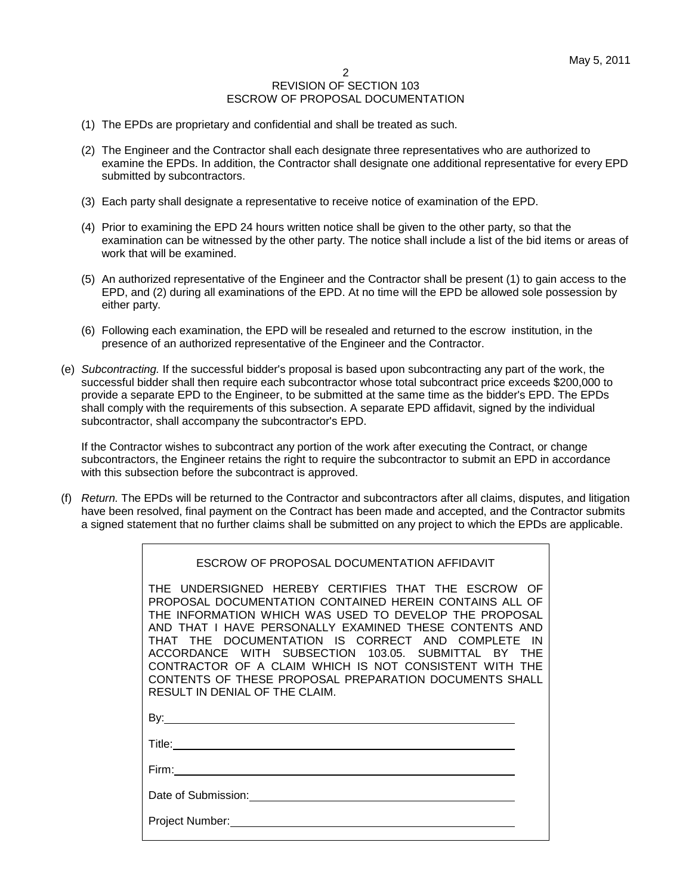(1) The EPDs are proprietary and confidential and shall be treated as such.

(2) The Engineer and the Contractor shall each designate three representatives who are authorized to examine the EPDs. In addition, the Contractor shall designate one additional representative for every EPD submitted by subcontractors.

(3) Each party shall designate a representative to receive notice of examination of the EPD.

(4) Prior to examining the EPD 24 hours written notice shall be given to the other party, so that the examination can be witnessed by the other party. The notice shall include a list of the bid items or areas of work that will be examined.

(5) An authorized representative of the Engineer and the Contractor shall be present (1) to gain access to the EPD, and (2) during all examinations of the EPD. At no time will the EPD be allowed sole possession by either party.

(6) Following each examination, the EPD will be resealed and returned to the escrow institution, in the presence of an authorized representative of the Engineer and the Contractor.

(e) *Subcontracting.* If the successful bidder's proposal is based upon subcontracting any part of the work, the successful bidder shall then require each subcontractor whose total subcontract price exceeds $200,000 to provide a separate EPD to the Engineer, to be submitted at the same time as the bidder's EPD. The EPDs shall comply with the requirements of this subsection. A separate EPD affidavit, signed by the individual subcontractor, shall accompany the subcontractor's EPD.

If the Contractor wishes to subcontract any portion of the work after executing the Contract, or change subcontractors, the Engineer retains the right to require the subcontractor to submit an EPD in accordance with this subsection before the subcontract is approved.

(f) *Return.* The EPDs will be returned to the Contractor and subcontractors after all claims, disputes, and litigation have been resolved, final payment on the Contract has been made and accepted, and the Contractor submits a signed statement that no further claims shall be submitted on any project to which the EPDs are applicable.

ESCROW OF PROPOSAL DOCUMENTATION AFFIDAVIT

THE UNDERSIGNED HEREBY CERTIFIES THAT THE ESCROW OF PROPOSAL DOCUMENTATION CONTAINED HEREIN CONTAINS ALL OF THE INFORMATION WHICH WAS USED TO DEVELOP THE PROPOSAL AND THAT I HAVE PERSONALLY EXAMINED THESE CONTENTS AND THAT THE DOCUMENTATION IS CORRECT AND COMPLETE IN ACCORDANCE WITH SUBSECTION 103.05. SUBMITTAL BY THE CONTRACTOR OF A CLAIM WHICH IS NOT CONSISTENT WITH THE CONTENTS OF THESE PROPOSAL PREPARATION DOCUMENTS SHALL RESULT IN DENIAL OF THE CLAIM.

By: ______________________________

Title: ______________________________

Firm: ______________________________

Date of Submission: ______________________________

Project Number: ______________________________